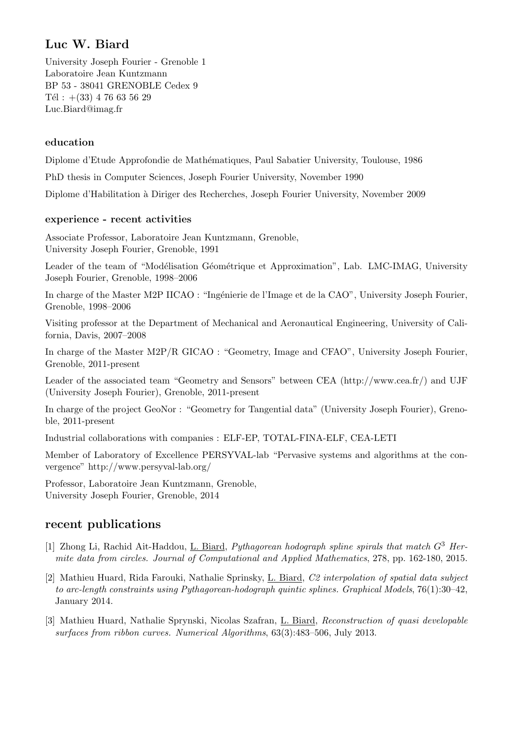## Luc W. Biard

University Joseph Fourier - Grenoble 1
Laboratoire Jean Kuntzmann
BP 53 - 38041 GRENOBLE Cedex 9
Tél : +(33) 4 76 63 56 29
Luc.Biard@imag.fr

### education

Diplome d'Etude Approfondie de Mathématiques, Paul Sabatier University, Toulouse, 1986

PhD thesis in Computer Sciences, Joseph Fourier University, November 1990

Diplome d'Habilitation à Diriger des Recherches, Joseph Fourier University, November 2009

### experience - recent activities

Associate Professor, Laboratoire Jean Kuntzmann, Grenoble,
University Joseph Fourier, Grenoble, 1991

Leader of the team of "Modélisation Géométrique et Approximation", Lab. LMC-IMAG, University Joseph Fourier, Grenoble, 1998–2006

In charge of the Master M2P IICAO : "Ingénierie de l'Image et de la CAO", University Joseph Fourier, Grenoble, 1998–2006

Visiting professor at the Department of Mechanical and Aeronautical Engineering, University of California, Davis, 2007–2008

In charge of the Master M2P/R GICAO : "Geometry, Image and CFAO", University Joseph Fourier, Grenoble, 2011-present

Leader of the associated team "Geometry and Sensors" between CEA (http://www.cea.fr/) and UJF (University Joseph Fourier), Grenoble, 2011-present

In charge of the project GeoNor : "Geometry for Tangential data" (University Joseph Fourier), Grenoble, 2011-present

Industrial collaborations with companies : ELF-EP, TOTAL-FINA-ELF, CEA-LETI

Member of Laboratory of Excellence PERSYVAL-lab "Pervasive systems and algorithms at the convergence" http://www.persyval-lab.org/

Professor, Laboratoire Jean Kuntzmann, Grenoble,
University Joseph Fourier, Grenoble, 2014

## recent publications

[1] Zhong Li, Rachid Ait-Haddou, L. Biard, *Pythagorean hodograph spline spirals that match $G^3$ Hermite data from circles. Journal of Computational and Applied Mathematics*, 278, pp. 162-180, 2015.

[2] Mathieu Huard, Rida Farouki, Nathalie Sprinsky, L. Biard, *C2 interpolation of spatial data subject to arc-length constraints using Pythagorean-hodograph quintic splines. Graphical Models*, 76(1):30–42, January 2014.

[3] Mathieu Huard, Nathalie Sprynski, Nicolas Szafran, L. Biard, *Reconstruction of quasi developable surfaces from ribbon curves. Numerical Algorithms*, 63(3):483–506, July 2013.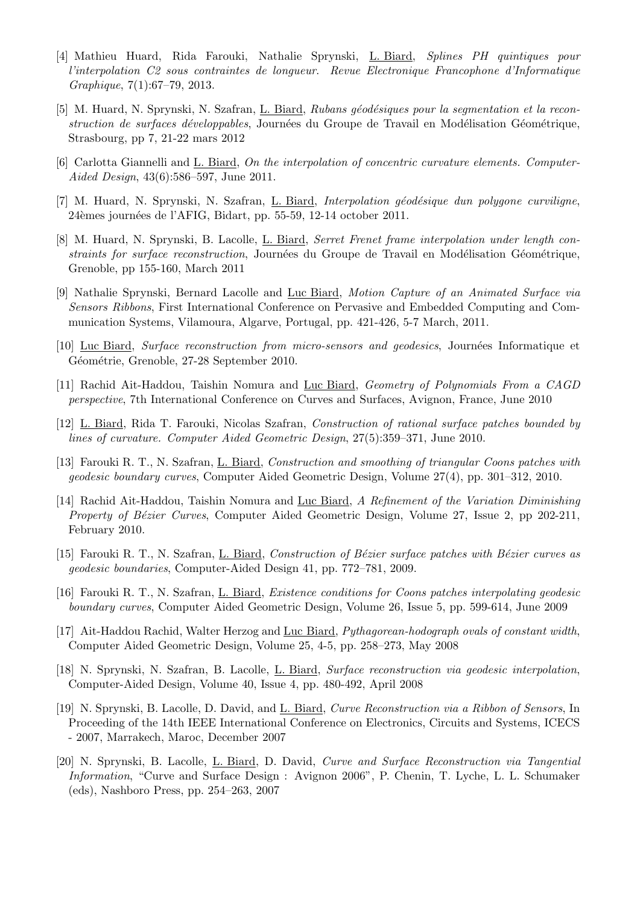[4] Mathieu Huard, Rida Farouki, Nathalie Sprynski, L. Biard, *Splines PH quintiques pour l'interpolation C2 sous contraintes de longueur. Revue Electronique Francophone d'Informatique Graphique*, 7(1):67–79, 2013.

[5] M. Huard, N. Sprynski, N. Szafran, L. Biard, *Rubans géodésiques pour la segmentation et la reconstruction de surfaces développables*, Journées du Groupe de Travail en Modélisation Géométrique, Strasbourg, pp 7, 21-22 mars 2012

[6] Carlotta Giannelli and L. Biard, *On the interpolation of concentric curvature elements. Computer-Aided Design*, 43(6):586–597, June 2011.

[7] M. Huard, N. Sprynski, N. Szafran, L. Biard, *Interpolation géodésique dun polygone curviligne*, 24èmes journées de l'AFIG, Bidart, pp. 55-59, 12-14 october 2011.

[8] M. Huard, N. Sprynski, B. Lacolle, L. Biard, *Serret Frenet frame interpolation under length constraints for surface reconstruction*, Journées du Groupe de Travail en Modélisation Géométrique, Grenoble, pp 155-160, March 2011

[9] Nathalie Sprynski, Bernard Lacolle and Luc Biard, *Motion Capture of an Animated Surface via Sensors Ribbons*, First International Conference on Pervasive and Embedded Computing and Communication Systems, Vilamoura, Algarve, Portugal, pp. 421-426, 5-7 March, 2011.

[10] Luc Biard, *Surface reconstruction from micro-sensors and geodesics*, Journées Informatique et Géométrie, Grenoble, 27-28 September 2010.

[11] Rachid Ait-Haddou, Taishin Nomura and Luc Biard, *Geometry of Polynomials From a CAGD perspective*, 7th International Conference on Curves and Surfaces, Avignon, France, June 2010

[12] L. Biard, Rida T. Farouki, Nicolas Szafran, *Construction of rational surface patches bounded by lines of curvature. Computer Aided Geometric Design*, 27(5):359–371, June 2010.

[13] Farouki R. T., N. Szafran, L. Biard, *Construction and smoothing of triangular Coons patches with geodesic boundary curves*, Computer Aided Geometric Design, Volume 27(4), pp. 301–312, 2010.

[14] Rachid Ait-Haddou, Taishin Nomura and Luc Biard, *A Refinement of the Variation Diminishing Property of Bézier Curves*, Computer Aided Geometric Design, Volume 27, Issue 2, pp 202-211, February 2010.

[15] Farouki R. T., N. Szafran, L. Biard, *Construction of Bézier surface patches with Bézier curves as geodesic boundaries*, Computer-Aided Design 41, pp. 772–781, 2009.

[16] Farouki R. T., N. Szafran, L. Biard, *Existence conditions for Coons patches interpolating geodesic boundary curves*, Computer Aided Geometric Design, Volume 26, Issue 5, pp. 599-614, June 2009

[17] Ait-Haddou Rachid, Walter Herzog and Luc Biard, *Pythagorean-hodograph ovals of constant width*, Computer Aided Geometric Design, Volume 25, 4-5, pp. 258–273, May 2008

[18] N. Sprynski, N. Szafran, B. Lacolle, L. Biard, *Surface reconstruction via geodesic interpolation*, Computer-Aided Design, Volume 40, Issue 4, pp. 480-492, April 2008

[19] N. Sprynski, B. Lacolle, D. David, and L. Biard, *Curve Reconstruction via a Ribbon of Sensors*, In Proceeding of the 14th IEEE International Conference on Electronics, Circuits and Systems, ICECS - 2007, Marrakech, Maroc, December 2007

[20] N. Sprynski, B. Lacolle, L. Biard, D. David, *Curve and Surface Reconstruction via Tangential Information*, "Curve and Surface Design : Avignon 2006", P. Chenin, T. Lyche, L. L. Schumaker (eds), Nashboro Press, pp. 254–263, 2007